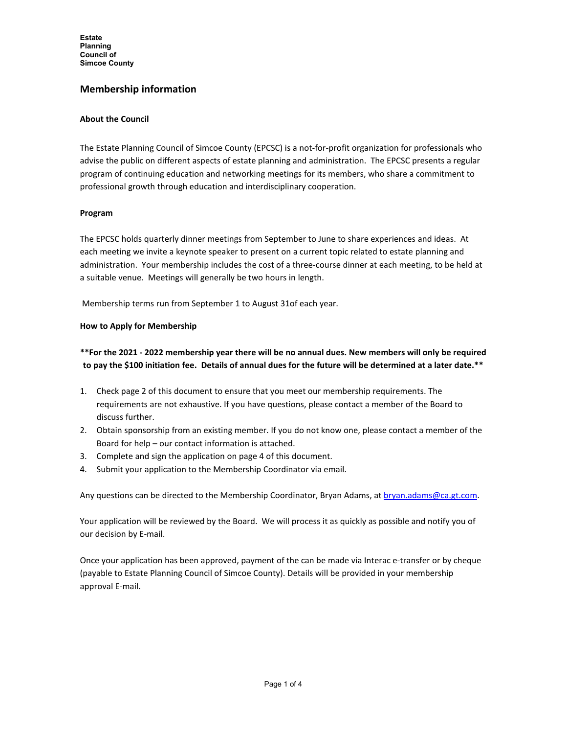Estate
Planning
Council of
Simcoe County

## Membership information

### About the Council

The Estate Planning Council of Simcoe County (EPCSC) is a not-for-profit organization for professionals who advise the public on different aspects of estate planning and administration. The EPCSC presents a regular program of continuing education and networking meetings for its members, who share a commitment to professional growth through education and interdisciplinary cooperation.

### Program

The EPCSC holds quarterly dinner meetings from September to June to share experiences and ideas. At each meeting we invite a keynote speaker to present on a current topic related to estate planning and administration. Your membership includes the cost of a three-course dinner at each meeting, to be held at a suitable venue. Meetings will generally be two hours in length.

Membership terms run from September 1 to August 31of each year.

### How to Apply for Membership

**\*\*For the 2021 - 2022 membership year there will be no annual dues. New members will only be required to pay the $100 initiation fee. Details of annual dues for the future will be determined at a later date.\*\***

1. Check page 2 of this document to ensure that you meet our membership requirements. The requirements are not exhaustive. If you have questions, please contact a member of the Board to discuss further.
2. Obtain sponsorship from an existing member. If you do not know one, please contact a member of the Board for help – our contact information is attached.
3. Complete and sign the application on page 4 of this document.
4. Submit your application to the Membership Coordinator via email.

Any questions can be directed to the Membership Coordinator, Bryan Adams, at [bryan.adams@ca.gt.com](mailto:bryan.adams@ca.gt.com).

Your application will be reviewed by the Board. We will process it as quickly as possible and notify you of our decision by E-mail.

Once your application has been approved, payment of the can be made via Interac e-transfer or by cheque (payable to Estate Planning Council of Simcoe County). Details will be provided in your membership approval E-mail.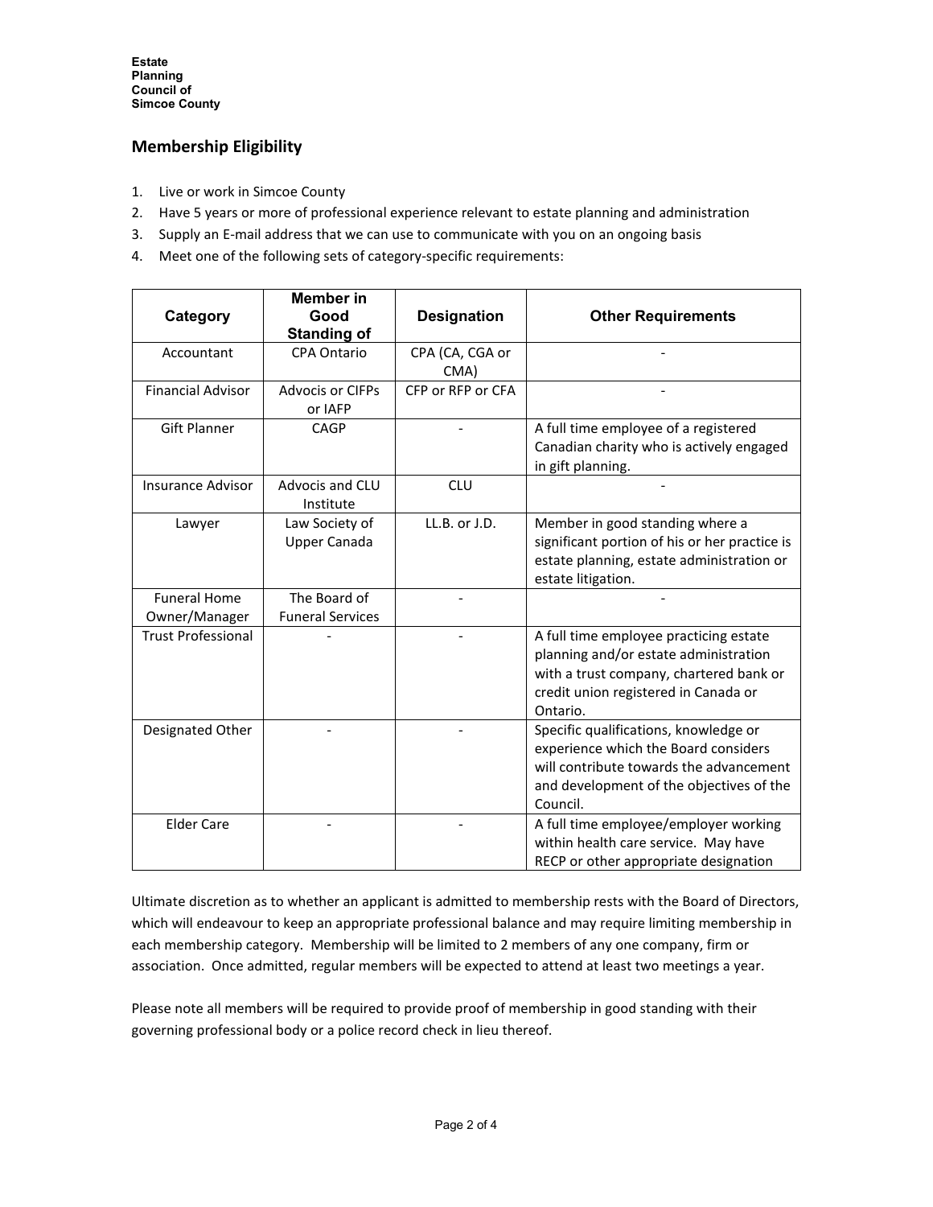**Estate Planning Council of Simcoe County**

## Membership Eligibility

1. Live or work in Simcoe County
2. Have 5 years or more of professional experience relevant to estate planning and administration
3. Supply an E-mail address that we can use to communicate with you on an ongoing basis
4. Meet one of the following sets of category-specific requirements:

| Category | Member in Good Standing of | Designation | Other Requirements |
|---|---|---|---|
| Accountant | CPA Ontario | CPA (CA, CGA or CMA) | - |
| Financial Advisor | Advocis or CIFPs or IAFP | CFP or RFP or CFA | - |
| Gift Planner | CAGP | - | A full time employee of a registered Canadian charity who is actively engaged in gift planning. |
| Insurance Advisor | Advocis and CLU Institute | CLU | - |
| Lawyer | Law Society of Upper Canada | LL.B. or J.D. | Member in good standing where a significant portion of his or her practice is estate planning, estate administration or estate litigation. |
| Funeral Home Owner/Manager | The Board of Funeral Services | - | - |
| Trust Professional | - | - | A full time employee practicing estate planning and/or estate administration with a trust company, chartered bank or credit union registered in Canada or Ontario. |
| Designated Other | - | - | Specific qualifications, knowledge or experience which the Board considers will contribute towards the advancement and development of the objectives of the Council. |
| Elder Care | - | - | A full time employee/employer working within health care service. May have RECP or other appropriate designation |

Ultimate discretion as to whether an applicant is admitted to membership rests with the Board of Directors, which will endeavour to keep an appropriate professional balance and may require limiting membership in each membership category. Membership will be limited to 2 members of any one company, firm or association. Once admitted, regular members will be expected to attend at least two meetings a year.

Please note all members will be required to provide proof of membership in good standing with their governing professional body or a police record check in lieu thereof.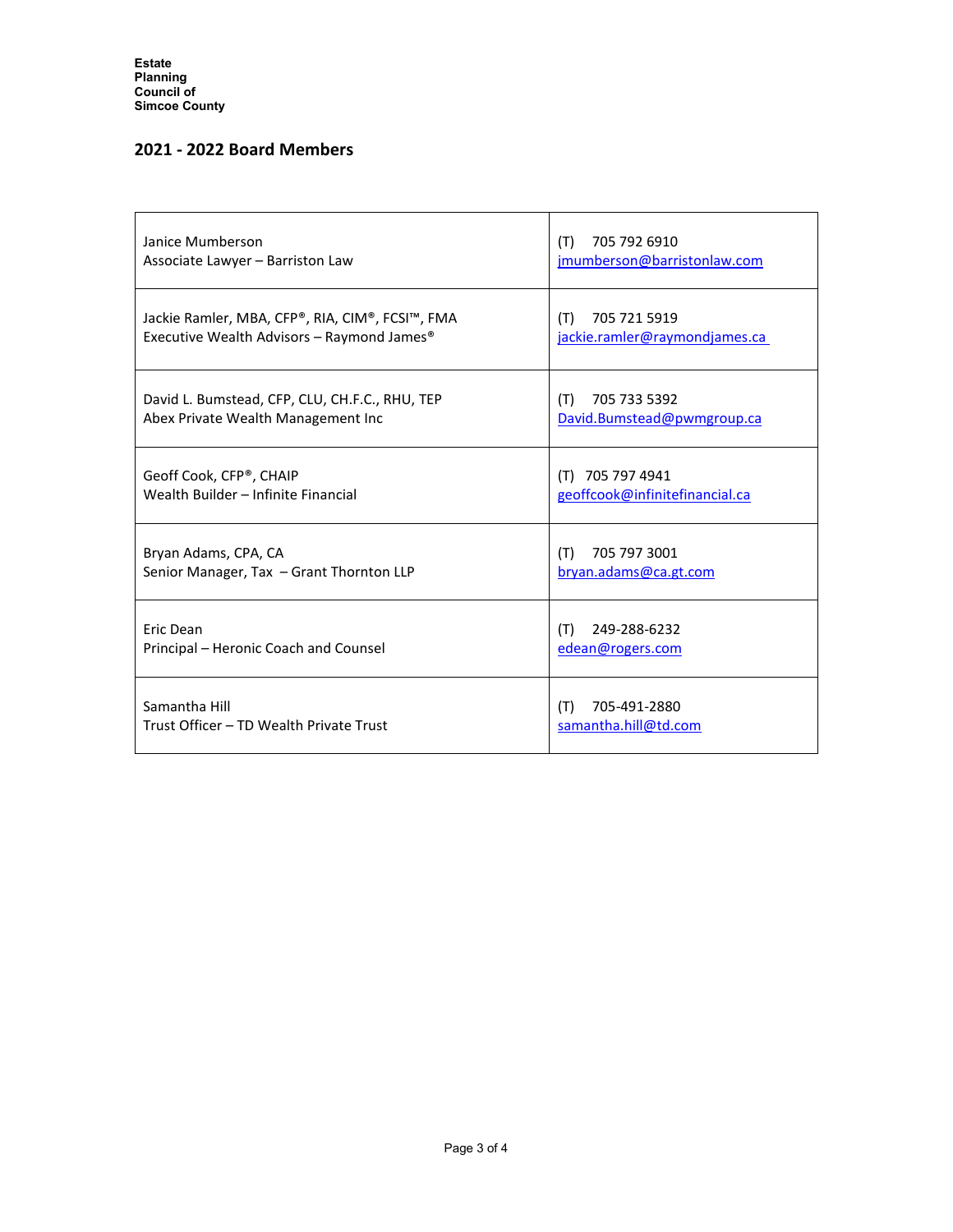**Estate Planning Council of Simcoe County**

## 2021 - 2022 Board Members

| | |
|---|---|
| Janice Mumberson<br>Associate Lawyer – Barriston Law | (T) 705 792 6910<br>jmumberson@barristonlaw.com |
| Jackie Ramler, MBA, CFP®, RIA, CIM®, FCSI™, FMA<br>Executive Wealth Advisors – Raymond James® | (T) 705 721 5919<br>jackie.ramler@raymondjames.ca |
| David L. Bumstead, CFP, CLU, CH.F.C., RHU, TEP<br>Abex Private Wealth Management Inc | (T) 705 733 5392<br>David.Bumstead@pwmgroup.ca |
| Geoff Cook, CFP®, CHAIP<br>Wealth Builder – Infinite Financial | (T) 705 797 4941<br>geoffcook@infinitefinancial.ca |
| Bryan Adams, CPA, CA<br>Senior Manager, Tax – Grant Thornton LLP | (T) 705 797 3001<br>bryan.adams@ca.gt.com |
| Eric Dean<br>Principal – Heronic Coach and Counsel | (T) 249-288-6232<br>edean@rogers.com |
| Samantha Hill<br>Trust Officer – TD Wealth Private Trust | (T) 705-491-2880<br>samantha.hill@td.com |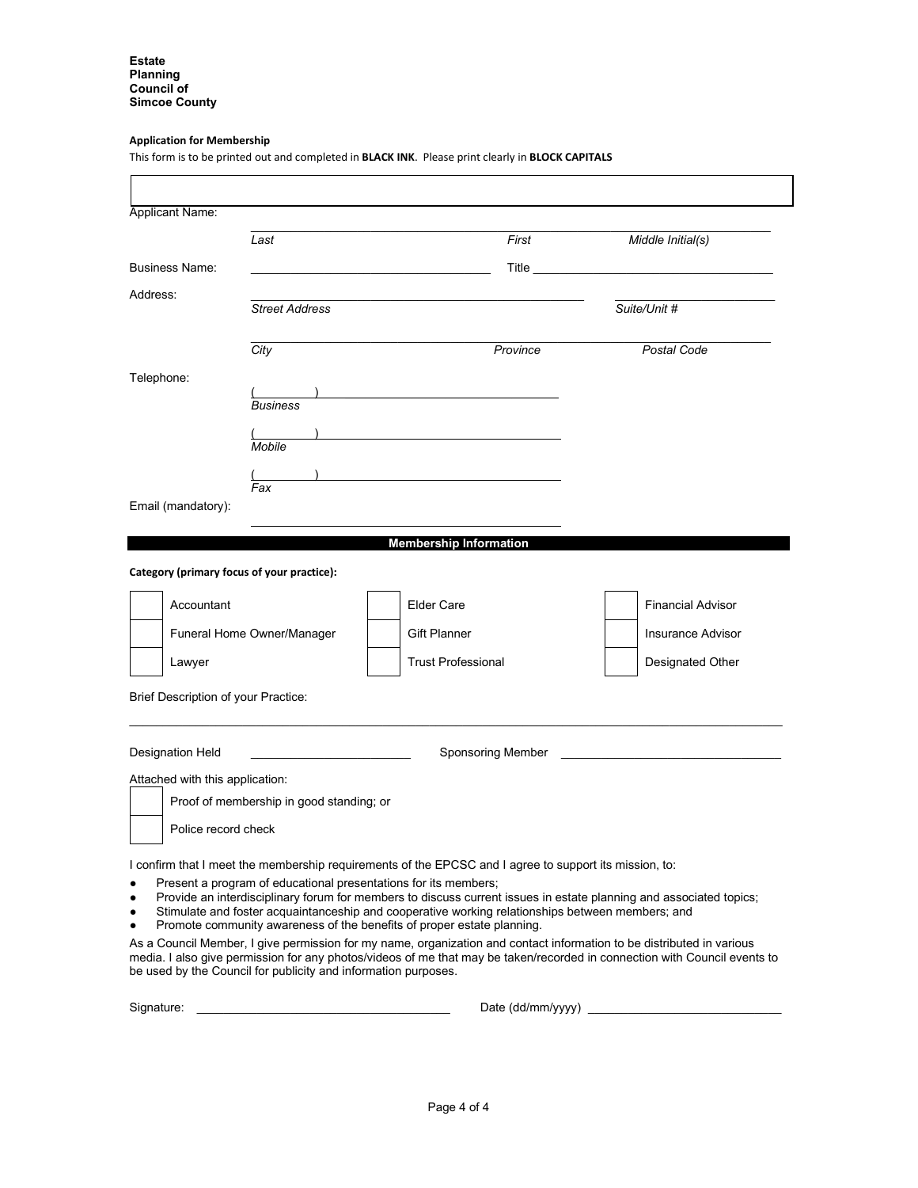**Estate Planning Council of Simcoe County**

**Application for Membership**

This form is to be printed out and completed in **BLACK INK**. Please print clearly in **BLOCK CAPITALS**

Applicant Name: ____________________
*Last* *First* *Middle Initial(s)*

Business Name: ____________________ Title ____________________

Address: ____________________ ____________________
*Street Address* *Suite/Unit #*

____________________
*City* *Province* *Postal Code*

Telephone:

( ) ____________________
*Business*

( ) ____________________
*Mobile*

( ) ____________________
*Fax*

Email (mandatory): ____________________

## Membership Information

**Category (primary focus of your practice):**

| | | |
|---|---|---|
| ☐ Accountant | ☐ Elder Care | ☐ Financial Advisor |
| ☐ Funeral Home Owner/Manager | ☐ Gift Planner | ☐ Insurance Advisor |
| ☐ Lawyer | ☐ Trust Professional | ☐ Designated Other |

Brief Description of your Practice:

____________________

Designation Held ____________________ Sponsoring Member ____________________

Attached with this application:

☐ Proof of membership in good standing; or

☐ Police record check

I confirm that I meet the membership requirements of the EPCSC and I agree to support its mission, to:

- Present a program of educational presentations for its members;
- Provide an interdisciplinary forum for members to discuss current issues in estate planning and associated topics;
- Stimulate and foster acquaintanceship and cooperative working relationships between members; and
- Promote community awareness of the benefits of proper estate planning.

As a Council Member, I give permission for my name, organization and contact information to be distributed in various media. I also give permission for any photos/videos of me that may be taken/recorded in connection with Council events to be used by the Council for publicity and information purposes.

Signature: ____________________ Date (dd/mm/yyyy) ____________________